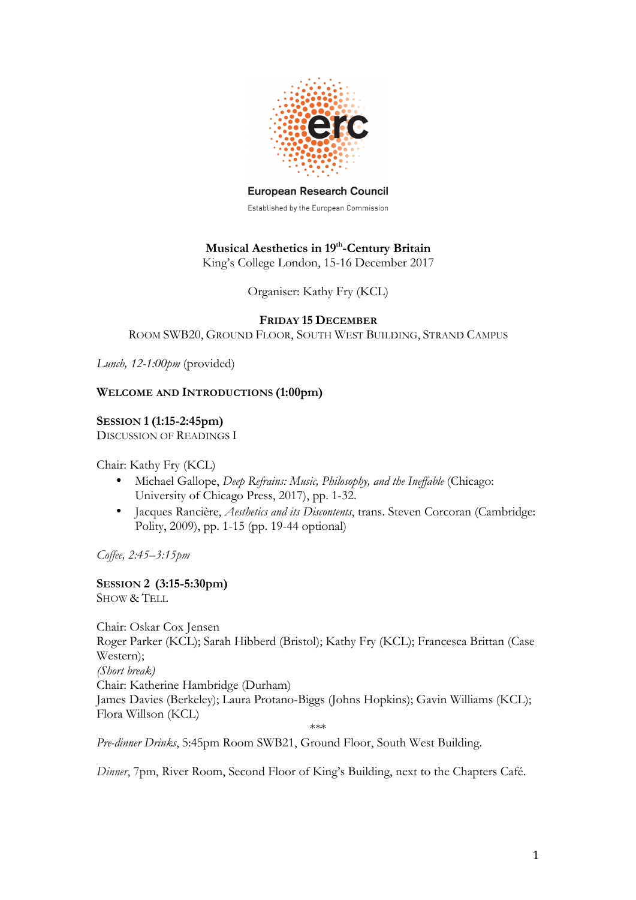European Research Council

Established by the European Commission

**Musical Aesthetics in 19th-Century Britain**
King's College London, 15-16 December 2017

Organiser: Kathy Fry (KCL)

**FRIDAY 15 DECEMBER**
ROOM SWB20, GROUND FLOOR, SOUTH WEST BUILDING, STRAND CAMPUS

*Lunch, 12-1:00pm* (provided)

**WELCOME AND INTRODUCTIONS (1:00pm)**

**SESSION 1 (1:15-2:45pm)**
DISCUSSION OF READINGS I

Chair: Kathy Fry (KCL)

- Michael Gallope, *Deep Refrains: Music, Philosophy, and the Ineffable* (Chicago: University of Chicago Press, 2017), pp. 1-32.
- Jacques Rancière, *Aesthetics and its Discontents*, trans. Steven Corcoran (Cambridge: Polity, 2009), pp. 1-15 (pp. 19-44 optional)

*Coffee, 2:45–3:15pm*

**SESSION 2 (3:15-5:30pm)**
SHOW & TELL

Chair: Oskar Cox Jensen
Roger Parker (KCL); Sarah Hibberd (Bristol); Kathy Fry (KCL); Francesca Brittan (Case Western);
*(Short break)*
Chair: Katherine Hambridge (Durham)
James Davies (Berkeley); Laura Protano-Biggs (Johns Hopkins); Gavin Williams (KCL); Flora Willson (KCL)

***

*Pre-dinner Drinks*, 5:45pm Room SWB21, Ground Floor, South West Building.

*Dinner*, 7pm, River Room, Second Floor of King's Building, next to the Chapters Café.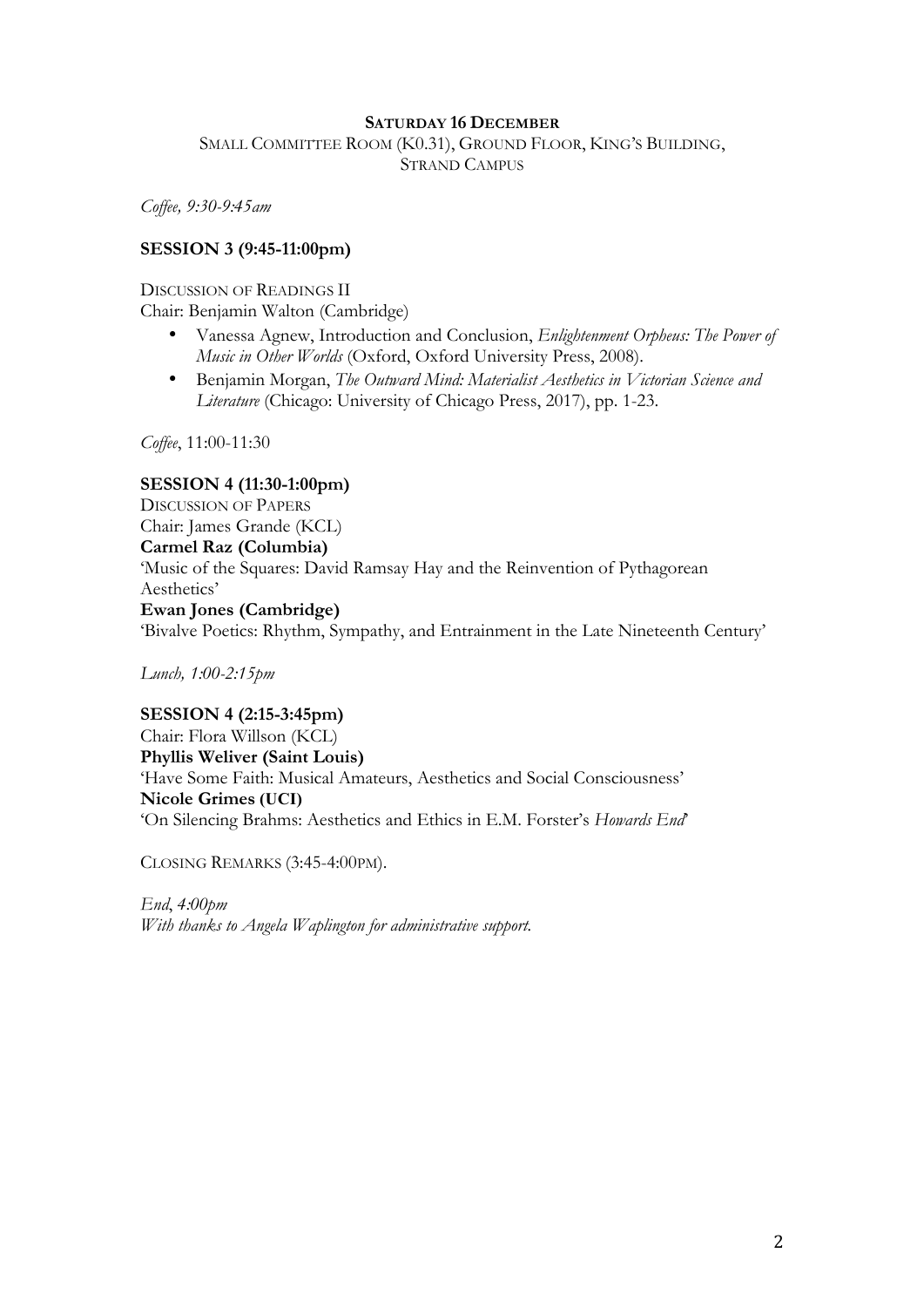## SATURDAY 16 DECEMBER

SMALL COMMITTEE ROOM (K0.31), GROUND FLOOR, KING'S BUILDING, STRAND CAMPUS

*Coffee, 9:30-9:45am*

**SESSION 3 (9:45-11:00pm)**

DISCUSSION OF READINGS II

Chair: Benjamin Walton (Cambridge)

- Vanessa Agnew, Introduction and Conclusion, *Enlightenment Orpheus: The Power of Music in Other Worlds* (Oxford, Oxford University Press, 2008).
- Benjamin Morgan, *The Outward Mind: Materialist Aesthetics in Victorian Science and Literature* (Chicago: University of Chicago Press, 2017), pp. 1-23.

*Coffee*, 11:00-11:30

**SESSION 4 (11:30-1:00pm)**

DISCUSSION OF PAPERS

Chair: James Grande (KCL)

**Carmel Raz (Columbia)**

'Music of the Squares: David Ramsay Hay and the Reinvention of Pythagorean Aesthetics'

**Ewan Jones (Cambridge)**

'Bivalve Poetics: Rhythm, Sympathy, and Entrainment in the Late Nineteenth Century'

*Lunch, 1:00-2:15pm*

**SESSION 4 (2:15-3:45pm)**

Chair: Flora Willson (KCL)

**Phyllis Weliver (Saint Louis)**

'Have Some Faith: Musical Amateurs, Aesthetics and Social Consciousness'

**Nicole Grimes (UCI)**

'On Silencing Brahms: Aesthetics and Ethics in E.M. Forster's *Howards End*'

CLOSING REMARKS (3:45-4:00PM).

*End, 4:00pm*

*With thanks to Angela Waplington for administrative support.*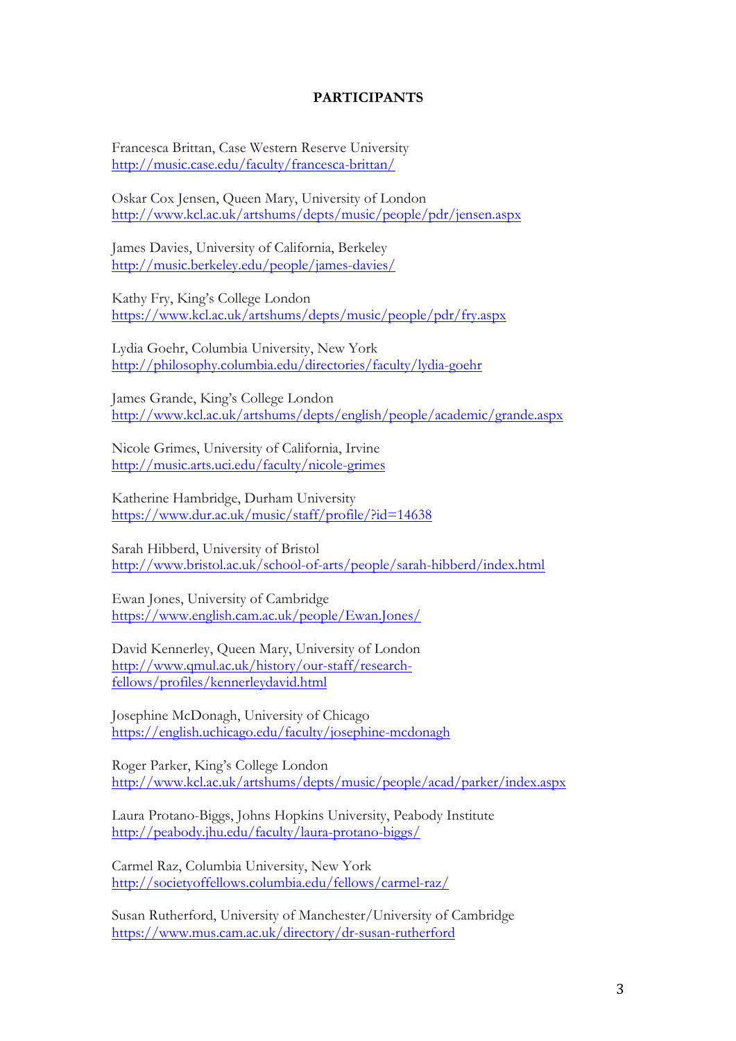**PARTICIPANTS**

Francesca Brittan, Case Western Reserve University
http://music.case.edu/faculty/francesca-brittan/

Oskar Cox Jensen, Queen Mary, University of London
http://www.kcl.ac.uk/artshums/depts/music/people/pdr/jensen.aspx

James Davies, University of California, Berkeley
http://music.berkeley.edu/people/james-davies/

Kathy Fry, King's College London
https://www.kcl.ac.uk/artshums/depts/music/people/pdr/fry.aspx

Lydia Goehr, Columbia University, New York
http://philosophy.columbia.edu/directories/faculty/lydia-goehr

James Grande, King's College London
http://www.kcl.ac.uk/artshums/depts/english/people/academic/grande.aspx

Nicole Grimes, University of California, Irvine
http://music.arts.uci.edu/faculty/nicole-grimes

Katherine Hambridge, Durham University
https://www.dur.ac.uk/music/staff/profile/?id=14638

Sarah Hibberd, University of Bristol
http://www.bristol.ac.uk/school-of-arts/people/sarah-hibberd/index.html

Ewan Jones, University of Cambridge
https://www.english.cam.ac.uk/people/Ewan.Jones/

David Kennerley, Queen Mary, University of London
http://www.qmul.ac.uk/history/our-staff/research-fellows/profiles/kennerleydavid.html

Josephine McDonagh, University of Chicago
https://english.uchicago.edu/faculty/josephine-mcdonagh

Roger Parker, King's College London
http://www.kcl.ac.uk/artshums/depts/music/people/acad/parker/index.aspx

Laura Protano-Biggs, Johns Hopkins University, Peabody Institute
http://peabody.jhu.edu/faculty/laura-protano-biggs/

Carmel Raz, Columbia University, New York
http://societyoffellows.columbia.edu/fellows/carmel-raz/

Susan Rutherford, University of Manchester/University of Cambridge
https://www.mus.cam.ac.uk/directory/dr-susan-rutherford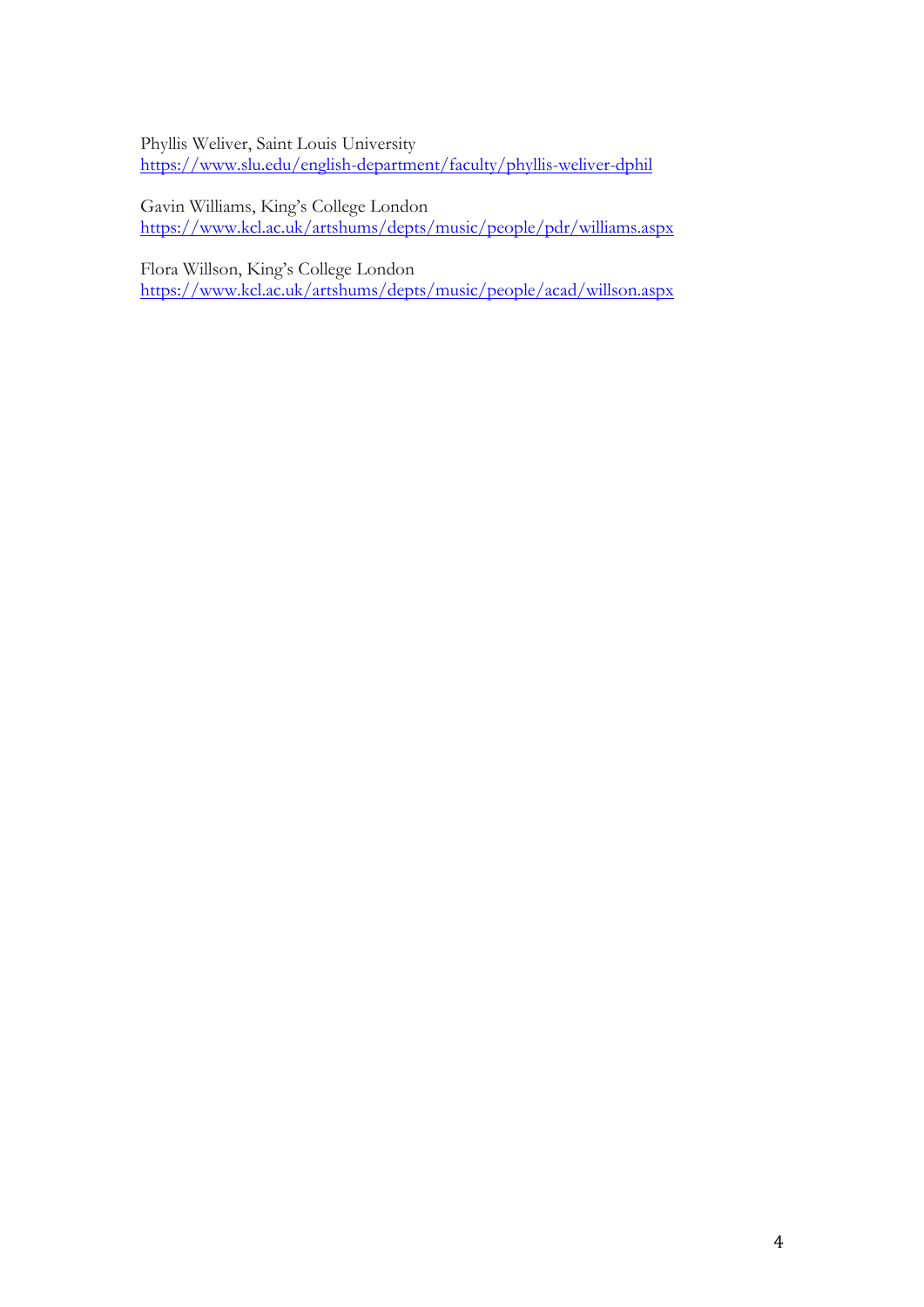Phyllis Weliver, Saint Louis University
https://www.slu.edu/english-department/faculty/phyllis-weliver-dphil

Gavin Williams, King's College London
https://www.kcl.ac.uk/artshums/depts/music/people/pdr/williams.aspx

Flora Willson, King's College London
https://www.kcl.ac.uk/artshums/depts/music/people/acad/willson.aspx